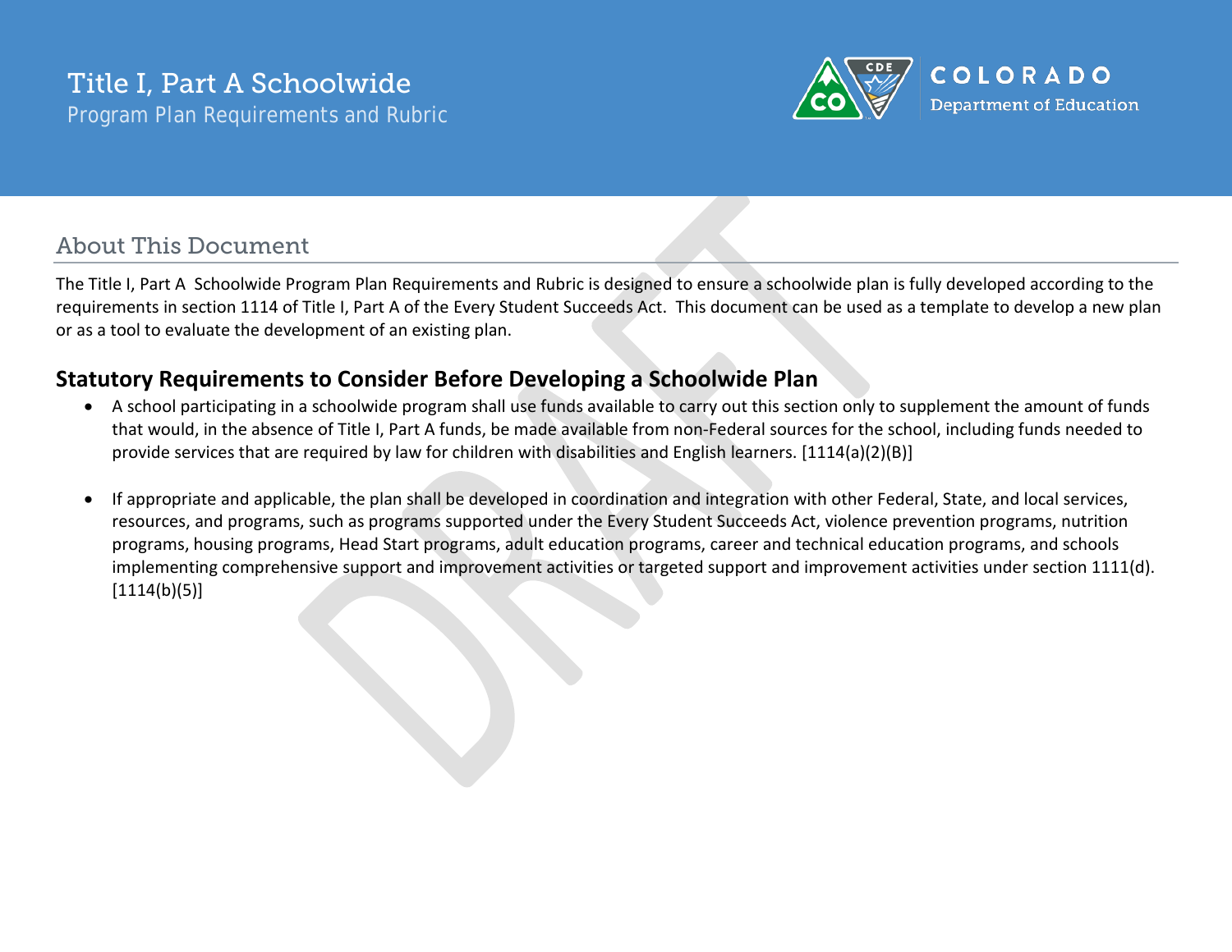# Title I, Part A Schoolwide

Program Plan Requirements and Rubric

COLORADO
Department of Education

## About This Document

The Title I, Part A Schoolwide Program Plan Requirements and Rubric is designed to ensure a schoolwide plan is fully developed according to the requirements in section 1114 of Title I, Part A of the Every Student Succeeds Act. This document can be used as a template to develop a new plan or as a tool to evaluate the development of an existing plan.

### Statutory Requirements to Consider Before Developing a Schoolwide Plan

- A school participating in a schoolwide program shall use funds available to carry out this section only to supplement the amount of funds that would, in the absence of Title I, Part A funds, be made available from non-Federal sources for the school, including funds needed to provide services that are required by law for children with disabilities and English learners. [1114(a)(2)(B)]

- If appropriate and applicable, the plan shall be developed in coordination and integration with other Federal, State, and local services, resources, and programs, such as programs supported under the Every Student Succeeds Act, violence prevention programs, nutrition programs, housing programs, Head Start programs, adult education programs, career and technical education programs, and schools implementing comprehensive support and improvement activities or targeted support and improvement activities under section 1111(d). [1114(b)(5)]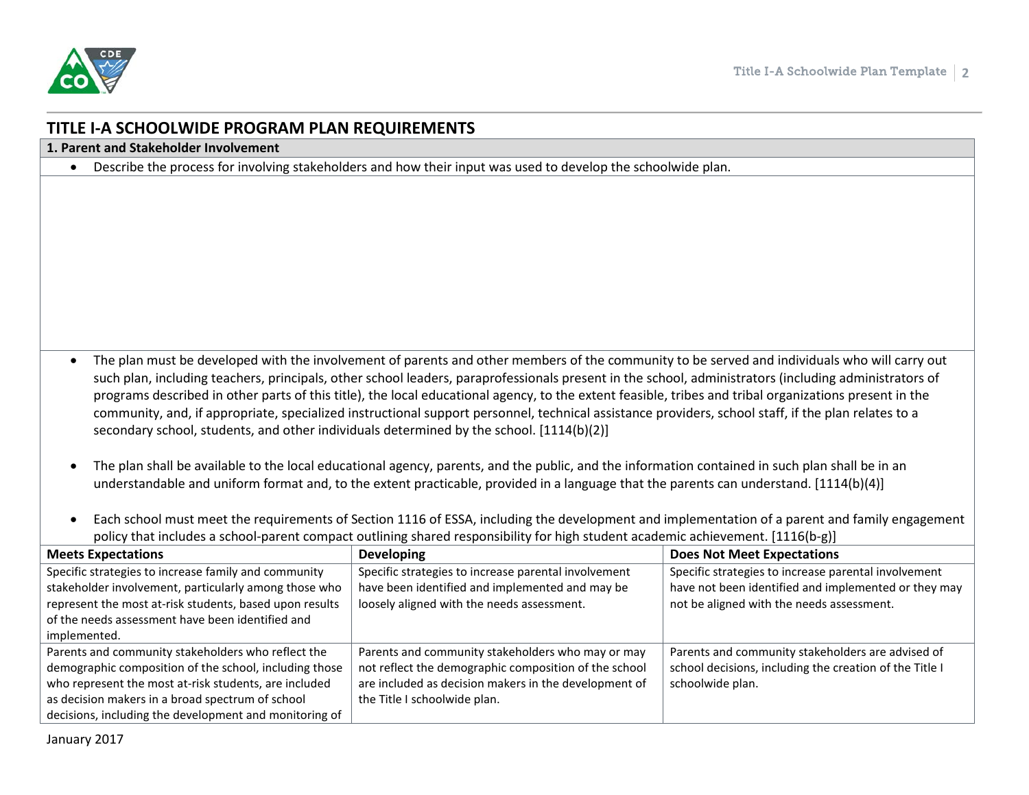# TITLE I-A SCHOOLWIDE PROGRAM PLAN REQUIREMENTS

## 1. Parent and Stakeholder Involvement

- Describe the process for involving stakeholders and how their input was used to develop the schoolwide plan.

- The plan must be developed with the involvement of parents and other members of the community to be served and individuals who will carry out such plan, including teachers, principals, other school leaders, paraprofessionals present in the school, administrators (including administrators of programs described in other parts of this title), the local educational agency, to the extent feasible, tribes and tribal organizations present in the community, and, if appropriate, specialized instructional support personnel, technical assistance providers, school staff, if the plan relates to a secondary school, students, and other individuals determined by the school. [1114(b)(2)]

- The plan shall be available to the local educational agency, parents, and the public, and the information contained in such plan shall be in an understandable and uniform format and, to the extent practicable, provided in a language that the parents can understand. [1114(b)(4)]

- Each school must meet the requirements of Section 1116 of ESSA, including the development and implementation of a parent and family engagement policy that includes a school-parent compact outlining shared responsibility for high student academic achievement. [1116(b-g)]

| Meets Expectations | Developing | Does Not Meet Expectations |
|---|---|---|
| Specific strategies to increase family and community stakeholder involvement, particularly among those who represent the most at-risk students, based upon results of the needs assessment have been identified and implemented. | Specific strategies to increase parental involvement have been identified and implemented and may be loosely aligned with the needs assessment. | Specific strategies to increase parental involvement have not been identified and implemented or they may not be aligned with the needs assessment. |
| Parents and community stakeholders who reflect the demographic composition of the school, including those who represent the most at-risk students, are included as decision makers in a broad spectrum of school decisions, including the development and monitoring of | Parents and community stakeholders who may or may not reflect the demographic composition of the school are included as decision makers in the development of the Title I schoolwide plan. | Parents and community stakeholders are advised of school decisions, including the creation of the Title I schoolwide plan. |

January 2017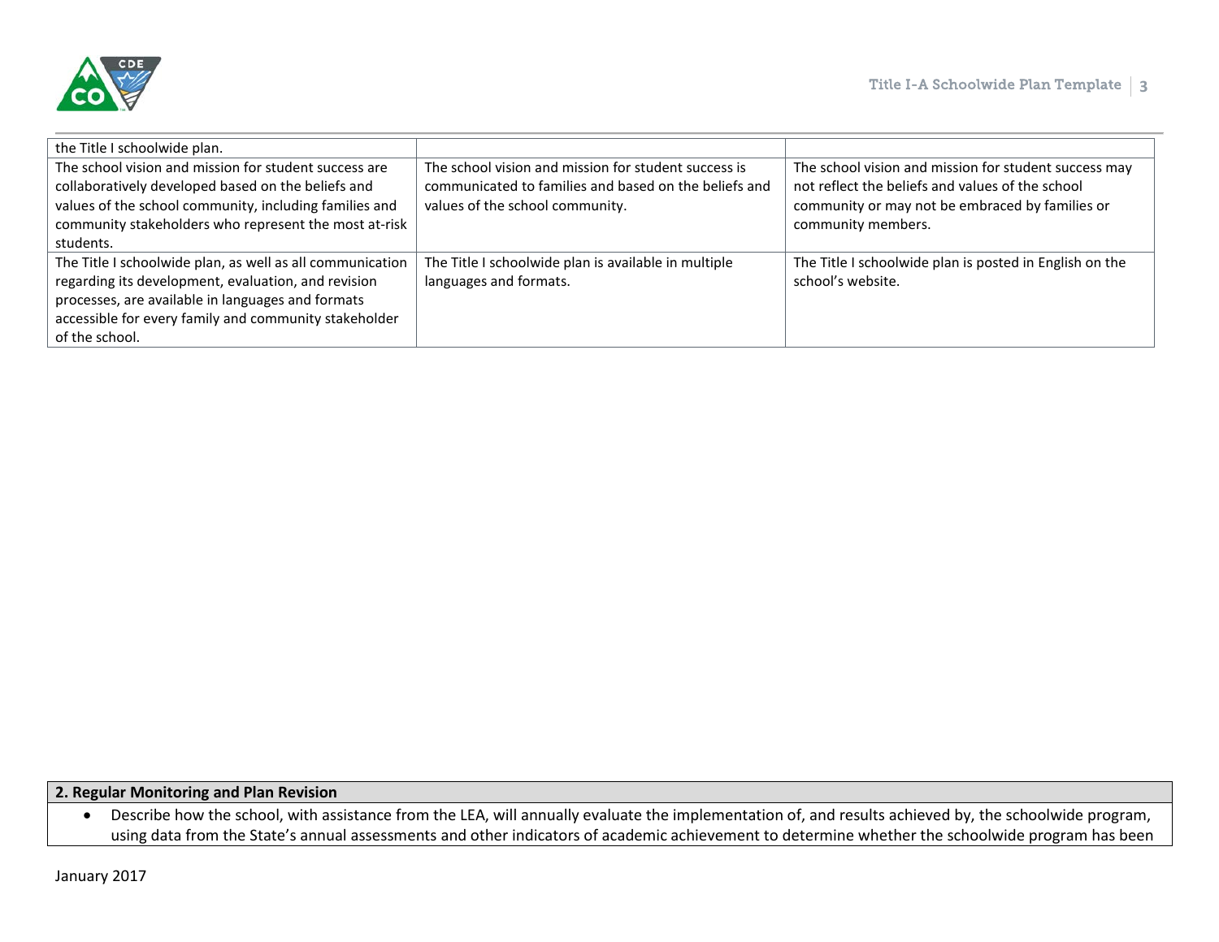| | | |
|---|---|---|
| the Title I schoolwide plan. | | |
| The school vision and mission for student success are collaboratively developed based on the beliefs and values of the school community, including families and community stakeholders who represent the most at-risk students. | The school vision and mission for student success is communicated to families and based on the beliefs and values of the school community. | The school vision and mission for student success may not reflect the beliefs and values of the school community or may not be embraced by families or community members. |
| The Title I schoolwide plan, as well as all communication regarding its development, evaluation, and revision processes, are available in languages and formats accessible for every family and community stakeholder of the school. | The Title I schoolwide plan is available in multiple languages and formats. | The Title I schoolwide plan is posted in English on the school's website. |

| **2. Regular Monitoring and Plan Revision** |
|---|
| • Describe how the school, with assistance from the LEA, will annually evaluate the implementation of, and results achieved by, the schoolwide program, using data from the State's annual assessments and other indicators of academic achievement to determine whether the schoolwide program has been |

January 2017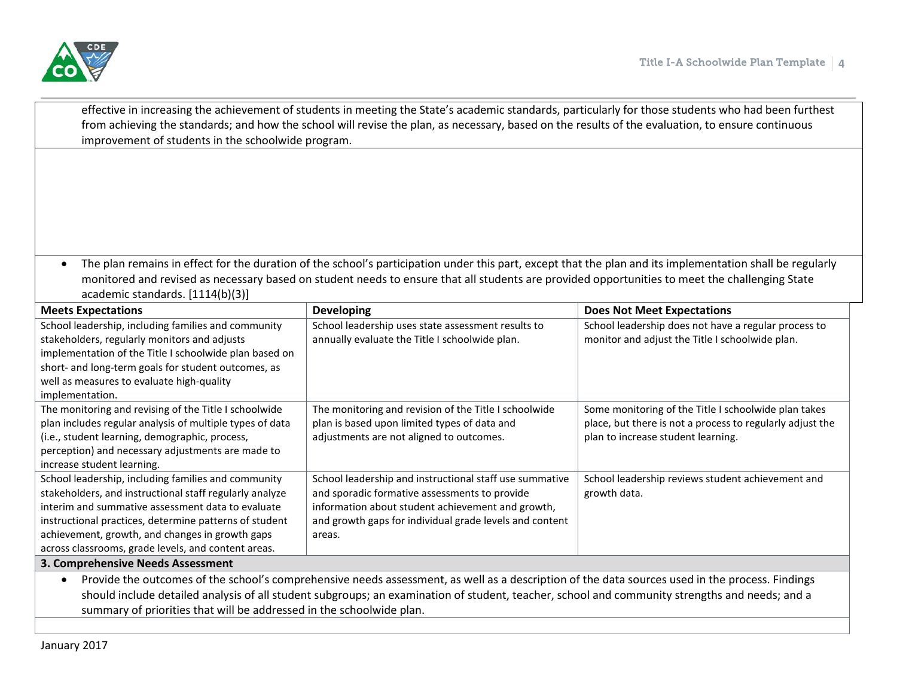effective in increasing the achievement of students in meeting the State's academic standards, particularly for those students who had been furthest from achieving the standards; and how the school will revise the plan, as necessary, based on the results of the evaluation, to ensure continuous improvement of students in the schoolwide program.

- The plan remains in effect for the duration of the school's participation under this part, except that the plan and its implementation shall be regularly monitored and revised as necessary based on student needs to ensure that all students are provided opportunities to meet the challenging State academic standards. [1114(b)(3)]

| Meets Expectations | Developing | Does Not Meet Expectations |
|---|---|---|
| School leadership, including families and community stakeholders, regularly monitors and adjusts implementation of the Title I schoolwide plan based on short- and long-term goals for student outcomes, as well as measures to evaluate high-quality implementation. | School leadership uses state assessment results to annually evaluate the Title I schoolwide plan. | School leadership does not have a regular process to monitor and adjust the Title I schoolwide plan. |
| The monitoring and revising of the Title I schoolwide plan includes regular analysis of multiple types of data (i.e., student learning, demographic, process, perception) and necessary adjustments are made to increase student learning. | The monitoring and revision of the Title I schoolwide plan is based upon limited types of data and adjustments are not aligned to outcomes. | Some monitoring of the Title I schoolwide plan takes place, but there is not a process to regularly adjust the plan to increase student learning. |
| School leadership, including families and community stakeholders, and instructional staff regularly analyze interim and summative assessment data to evaluate instructional practices, determine patterns of student achievement, growth, and changes in growth gaps across classrooms, grade levels, and content areas. | School leadership and instructional staff use summative and sporadic formative assessments to provide information about student achievement and growth, and growth gaps for individual grade levels and content areas. | School leadership reviews student achievement and growth data. |

**3. Comprehensive Needs Assessment**

- Provide the outcomes of the school's comprehensive needs assessment, as well as a description of the data sources used in the process. Findings should include detailed analysis of all student subgroups; an examination of student, teacher, school and community strengths and needs; and a summary of priorities that will be addressed in the schoolwide plan.

January 2017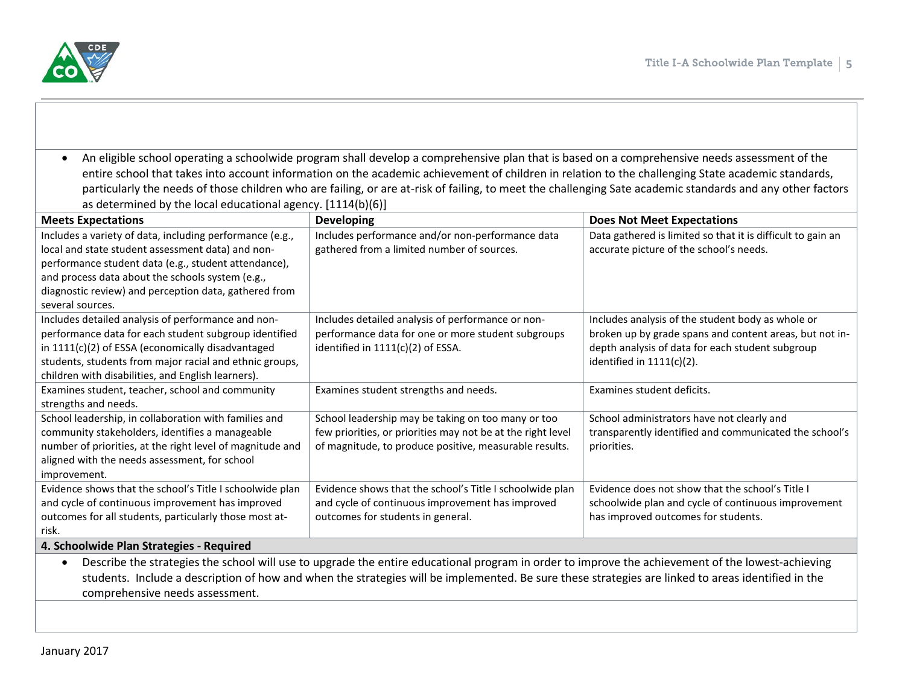- An eligible school operating a schoolwide program shall develop a comprehensive plan that is based on a comprehensive needs assessment of the entire school that takes into account information on the academic achievement of children in relation to the challenging State academic standards, particularly the needs of those children who are failing, or are at-risk of failing, to meet the challenging Sate academic standards and any other factors as determined by the local educational agency. [1114(b)(6)]

| Meets Expectations | Developing | Does Not Meet Expectations |
|---|---|---|
| Includes a variety of data, including performance (e.g., local and state student assessment data) and non-performance student data (e.g., student attendance), and process data about the schools system (e.g., diagnostic review) and perception data, gathered from several sources. | Includes performance and/or non-performance data gathered from a limited number of sources. | Data gathered is limited so that it is difficult to gain an accurate picture of the school's needs. |
| Includes detailed analysis of performance and non-performance data for each student subgroup identified in 1111(c)(2) of ESSA (economically disadvantaged students, students from major racial and ethnic groups, children with disabilities, and English learners). | Includes detailed analysis of performance or non-performance data for one or more student subgroups identified in 1111(c)(2) of ESSA. | Includes analysis of the student body as whole or broken up by grade spans and content areas, but not in-depth analysis of data for each student subgroup identified in 1111(c)(2). |
| Examines student, teacher, school and community strengths and needs. | Examines student strengths and needs. | Examines student deficits. |
| School leadership, in collaboration with families and community stakeholders, identifies a manageable number of priorities, at the right level of magnitude and aligned with the needs assessment, for school improvement. | School leadership may be taking on too many or too few priorities, or priorities may not be at the right level of magnitude, to produce positive, measurable results. | School administrators have not clearly and transparently identified and communicated the school's priorities. |
| Evidence shows that the school's Title I schoolwide plan and cycle of continuous improvement has improved outcomes for all students, particularly those most at-risk. | Evidence shows that the school's Title I schoolwide plan and cycle of continuous improvement has improved outcomes for students in general. | Evidence does not show that the school's Title I schoolwide plan and cycle of continuous improvement has improved outcomes for students. |

**4. Schoolwide Plan Strategies - Required**

- Describe the strategies the school will use to upgrade the entire educational program in order to improve the achievement of the lowest-achieving students. Include a description of how and when the strategies will be implemented. Be sure these strategies are linked to areas identified in the comprehensive needs assessment.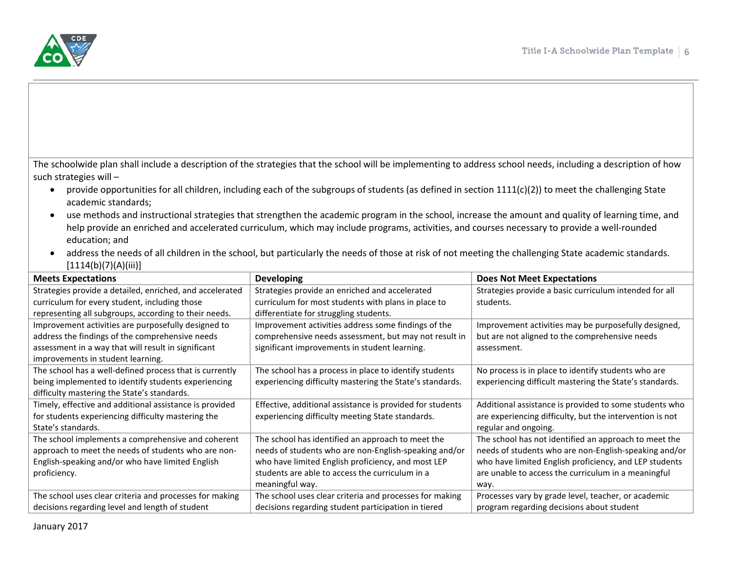The schoolwide plan shall include a description of the strategies that the school will be implementing to address school needs, including a description of how such strategies will –

- provide opportunities for all children, including each of the subgroups of students (as defined in section 1111(c)(2)) to meet the challenging State academic standards;
- use methods and instructional strategies that strengthen the academic program in the school, increase the amount and quality of learning time, and help provide an enriched and accelerated curriculum, which may include programs, activities, and courses necessary to provide a well-rounded education; and
- address the needs of all children in the school, but particularly the needs of those at risk of not meeting the challenging State academic standards. [1114(b)(7)(A)(iii)]

| Meets Expectations | Developing | Does Not Meet Expectations |
|---|---|---|
| Strategies provide a detailed, enriched, and accelerated curriculum for every student, including those representing all subgroups, according to their needs. | Strategies provide an enriched and accelerated curriculum for most students with plans in place to differentiate for struggling students. | Strategies provide a basic curriculum intended for all students. |
| Improvement activities are purposefully designed to address the findings of the comprehensive needs assessment in a way that will result in significant improvements in student learning. | Improvement activities address some findings of the comprehensive needs assessment, but may not result in significant improvements in student learning. | Improvement activities may be purposefully designed, but are not aligned to the comprehensive needs assessment. |
| The school has a well-defined process that is currently being implemented to identify students experiencing difficulty mastering the State's standards. | The school has a process in place to identify students experiencing difficulty mastering the State's standards. | No process is in place to identify students who are experiencing difficult mastering the State's standards. |
| Timely, effective and additional assistance is provided for students experiencing difficulty mastering the State's standards. | Effective, additional assistance is provided for students experiencing difficulty meeting State standards. | Additional assistance is provided to some students who are experiencing difficulty, but the intervention is not regular and ongoing. |
| The school implements a comprehensive and coherent approach to meet the needs of students who are non-English-speaking and/or who have limited English proficiency. | The school has identified an approach to meet the needs of students who are non-English-speaking and/or who have limited English proficiency, and most LEP students are able to access the curriculum in a meaningful way. | The school has not identified an approach to meet the needs of students who are non-English-speaking and/or who have limited English proficiency, and LEP students are unable to access the curriculum in a meaningful way. |
| The school uses clear criteria and processes for making decisions regarding level and length of student | The school uses clear criteria and processes for making decisions regarding student participation in tiered | Processes vary by grade level, teacher, or academic program regarding decisions about student |

January 2017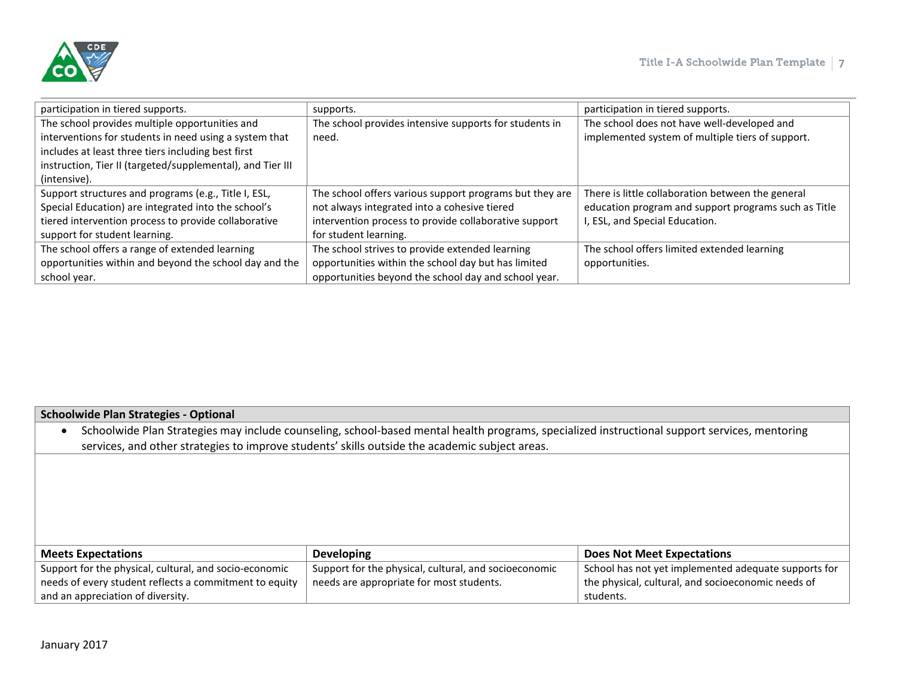| | | |
|---|---|---|
| participation in tiered supports. | supports. | participation in tiered supports. |
| The school provides multiple opportunities and interventions for students in need using a system that includes at least three tiers including best first instruction, Tier II (targeted/supplemental), and Tier III (intensive). | The school provides intensive supports for students in need. | The school does not have well-developed and implemented system of multiple tiers of support. |
| Support structures and programs (e.g., Title I, ESL, Special Education) are integrated into the school's tiered intervention process to provide collaborative support for student learning. | The school offers various support programs but they are not always integrated into a cohesive tiered intervention process to provide collaborative support for student learning. | There is little collaboration between the general education program and support programs such as Title I, ESL, and Special Education. |
| The school offers a range of extended learning opportunities within and beyond the school day and the school year. | The school strives to provide extended learning opportunities within the school day but has limited opportunities beyond the school day and school year. | The school offers limited extended learning opportunities. |

**Schoolwide Plan Strategies - Optional**

- Schoolwide Plan Strategies may include counseling, school-based mental health programs, specialized instructional support services, mentoring services, and other strategies to improve students' skills outside the academic subject areas.

| Meets Expectations | Developing | Does Not Meet Expectations |
|---|---|---|
| Support for the physical, cultural, and socio-economic needs of every student reflects a commitment to equity and an appreciation of diversity. | Support for the physical, cultural, and socioeconomic needs are appropriate for most students. | School has not yet implemented adequate supports for the physical, cultural, and socioeconomic needs of students. |

January 2017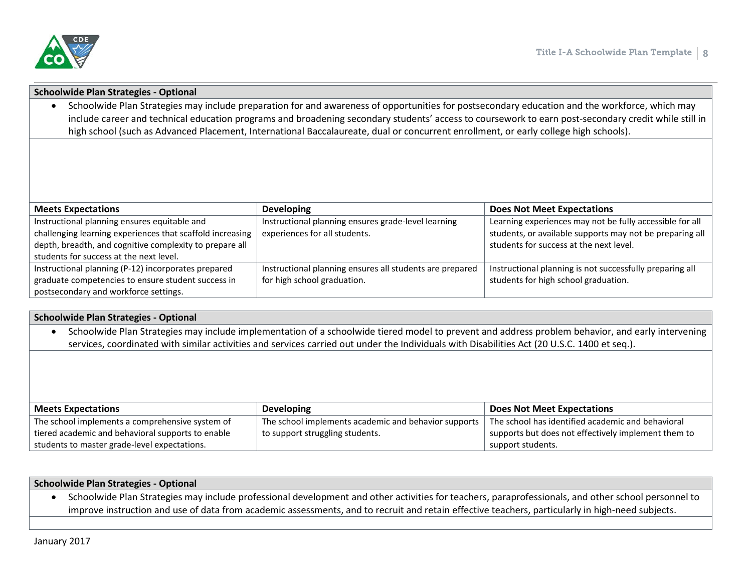| Schoolwide Plan Strategies - Optional |
| --- |
| • Schoolwide Plan Strategies may include preparation for and awareness of opportunities for postsecondary education and the workforce, which may include career and technical education programs and broadening secondary students' access to coursework to earn post-secondary credit while still in high school (such as Advanced Placement, International Baccalaureate, dual or concurrent enrollment, or early college high schools). |
| |

| Meets Expectations | Developing | Does Not Meet Expectations |
| --- | --- | --- |
| Instructional planning ensures equitable and challenging learning experiences that scaffold increasing depth, breadth, and cognitive complexity to prepare all students for success at the next level. | Instructional planning ensures grade-level learning experiences for all students. | Learning experiences may not be fully accessible for all students, or available supports may not be preparing all students for success at the next level. |
| Instructional planning (P-12) incorporates prepared graduate competencies to ensure student success in postsecondary and workforce settings. | Instructional planning ensures all students are prepared for high school graduation. | Instructional planning is not successfully preparing all students for high school graduation. |

| Schoolwide Plan Strategies - Optional |
| --- |
| • Schoolwide Plan Strategies may include implementation of a schoolwide tiered model to prevent and address problem behavior, and early intervening services, coordinated with similar activities and services carried out under the Individuals with Disabilities Act (20 U.S.C. 1400 et seq.). |
| |

| Meets Expectations | Developing | Does Not Meet Expectations |
| --- | --- | --- |
| The school implements a comprehensive system of tiered academic and behavioral supports to enable students to master grade-level expectations. | The school implements academic and behavior supports to support struggling students. | The school has identified academic and behavioral supports but does not effectively implement them to support students. |

| Schoolwide Plan Strategies - Optional |
| --- |
| • Schoolwide Plan Strategies may include professional development and other activities for teachers, paraprofessionals, and other school personnel to improve instruction and use of data from academic assessments, and to recruit and retain effective teachers, particularly in high-need subjects. |
| |

January 2017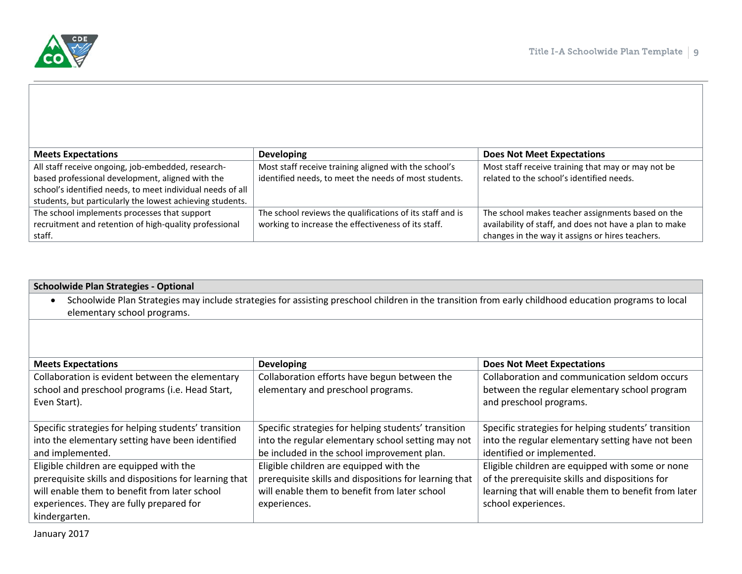| Meets Expectations | Developing | Does Not Meet Expectations |
|---|---|---|
| All staff receive ongoing, job-embedded, research-based professional development, aligned with the school's identified needs, to meet individual needs of all students, but particularly the lowest achieving students. | Most staff receive training aligned with the school's identified needs, to meet the needs of most students. | Most staff receive training that may or may not be related to the school's identified needs. |
| The school implements processes that support recruitment and retention of high-quality professional staff. | The school reviews the qualifications of its staff and is working to increase the effectiveness of its staff. | The school makes teacher assignments based on the availability of staff, and does not have a plan to make changes in the way it assigns or hires teachers. |

**Schoolwide Plan Strategies - Optional**

- Schoolwide Plan Strategies may include strategies for assisting preschool children in the transition from early childhood education programs to local elementary school programs.

| Meets Expectations | Developing | Does Not Meet Expectations |
|---|---|---|
| Collaboration is evident between the elementary school and preschool programs (i.e. Head Start, Even Start). | Collaboration efforts have begun between the elementary and preschool programs. | Collaboration and communication seldom occurs between the regular elementary school program and preschool programs. |
| Specific strategies for helping students' transition into the elementary setting have been identified and implemented. | Specific strategies for helping students' transition into the regular elementary school setting may not be included in the school improvement plan. | Specific strategies for helping students' transition into the regular elementary setting have not been identified or implemented. |
| Eligible children are equipped with the prerequisite skills and dispositions for learning that will enable them to benefit from later school experiences. They are fully prepared for kindergarten. | Eligible children are equipped with the prerequisite skills and dispositions for learning that will enable them to benefit from later school experiences. | Eligible children are equipped with some or none of the prerequisite skills and dispositions for learning that will enable them to benefit from later school experiences. |

January 2017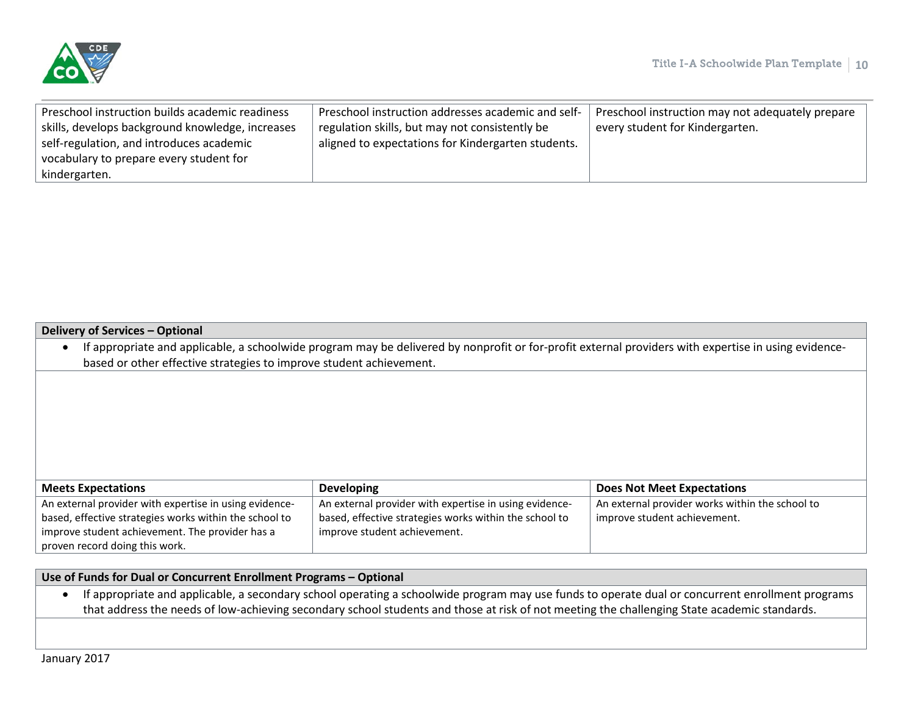| | | |
|---|---|---|
| Preschool instruction builds academic readiness skills, develops background knowledge, increases self-regulation, and introduces academic vocabulary to prepare every student for kindergarten. | Preschool instruction addresses academic and self-regulation skills, but may not consistently be aligned to expectations for Kindergarten students. | Preschool instruction may not adequately prepare every student for Kindergarten. |

| **Delivery of Services – Optional** | | |
|---|---|---|
| • If appropriate and applicable, a schoolwide program may be delivered by nonprofit or for-profit external providers with expertise in using evidence-based or other effective strategies to improve student achievement. | | |
| | | |
| **Meets Expectations** | **Developing** | **Does Not Meet Expectations** |
| An external provider with expertise in using evidence-based, effective strategies works within the school to improve student achievement. The provider has a proven record doing this work. | An external provider with expertise in using evidence-based, effective strategies works within the school to improve student achievement. | An external provider works within the school to improve student achievement. |

| **Use of Funds for Dual or Concurrent Enrollment Programs – Optional** |
|---|
| • If appropriate and applicable, a secondary school operating a schoolwide program may use funds to operate dual or concurrent enrollment programs that address the needs of low-achieving secondary school students and those at risk of not meeting the challenging State academic standards. |
| |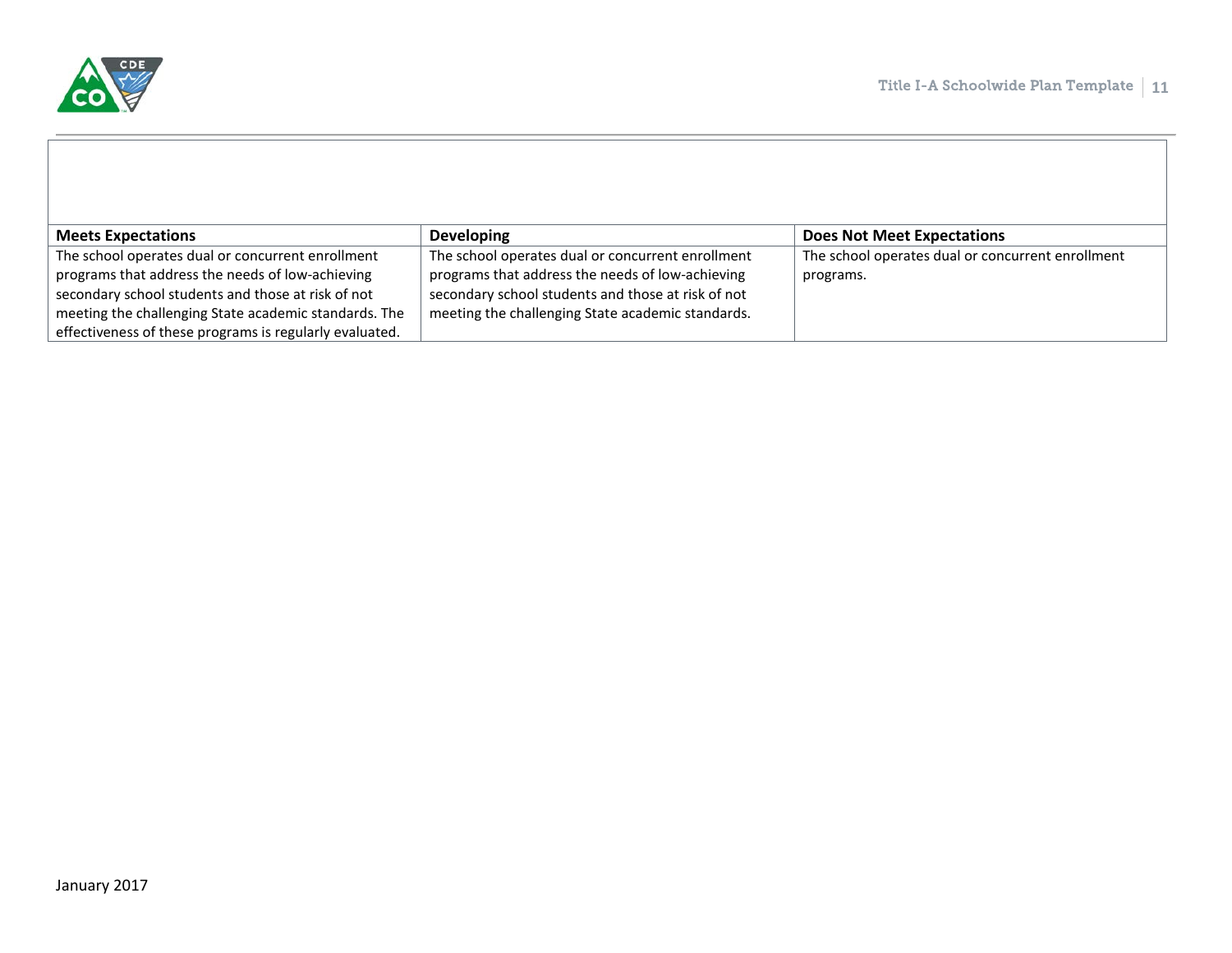| Meets Expectations | Developing | Does Not Meet Expectations |
| --- | --- | --- |
| The school operates dual or concurrent enrollment programs that address the needs of low-achieving secondary school students and those at risk of not meeting the challenging State academic standards. The effectiveness of these programs is regularly evaluated. | The school operates dual or concurrent enrollment programs that address the needs of low-achieving secondary school students and those at risk of not meeting the challenging State academic standards. | The school operates dual or concurrent enrollment programs. |

January 2017